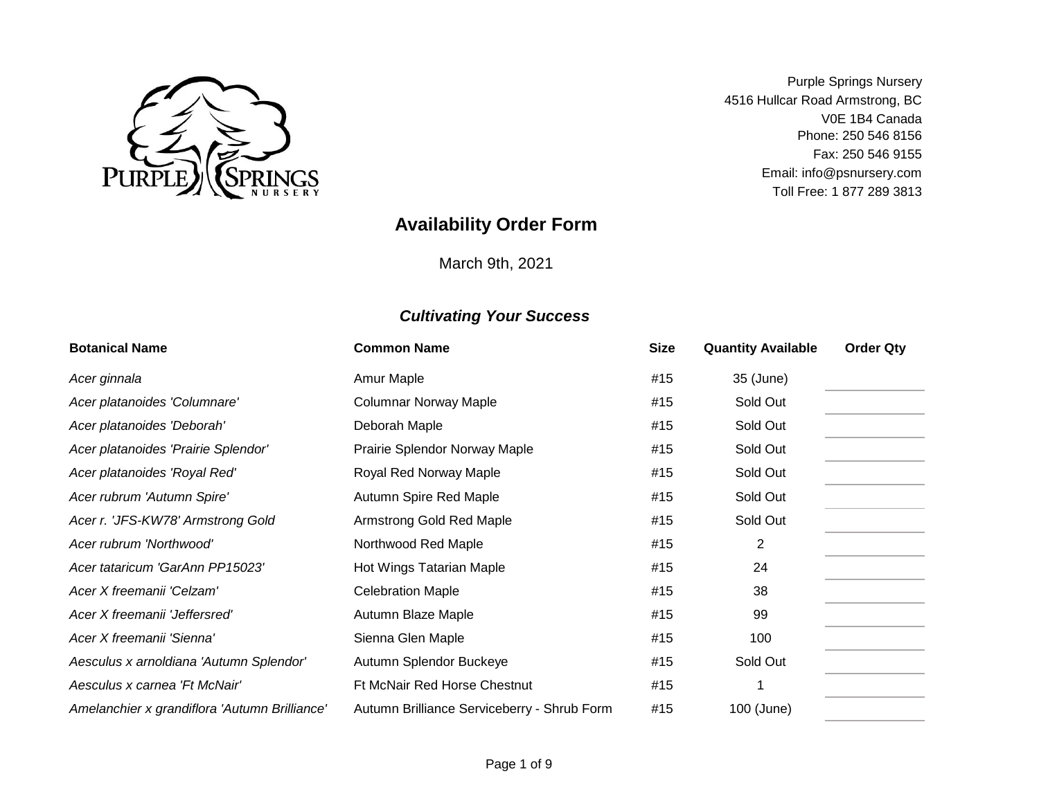Purple Springs Nursery
4516 Hullcar Road Armstrong, BC
V0E 1B4 Canada
Phone: 250 546 8156
Fax: 250 546 9155
Email: info@psnursery.com
Toll Free: 1 877 289 3813

# Availability Order Form

March 9th, 2021

***Cultivating Your Success***

| Botanical Name | Common Name | Size | Quantity Available | Order Qty |
|---|---|---|---|---|
| *Acer ginnala* | Amur Maple | #15 | 35 (June) | |
| *Acer platanoides 'Columnare'* | Columnar Norway Maple | #15 | Sold Out | |
| *Acer platanoides 'Deborah'* | Deborah Maple | #15 | Sold Out | |
| *Acer platanoides 'Prairie Splendor'* | Prairie Splendor Norway Maple | #15 | Sold Out | |
| *Acer platanoides 'Royal Red'* | Royal Red Norway Maple | #15 | Sold Out | |
| *Acer rubrum 'Autumn Spire'* | Autumn Spire Red Maple | #15 | Sold Out | |
| *Acer r. 'JFS-KW78' Armstrong Gold* | Armstrong Gold Red Maple | #15 | Sold Out | |
| *Acer rubrum 'Northwood'* | Northwood Red Maple | #15 | 2 | |
| *Acer tataricum 'GarAnn PP15023'* | Hot Wings Tatarian Maple | #15 | 24 | |
| *Acer X freemanii 'Celzam'* | Celebration Maple | #15 | 38 | |
| *Acer X freemanii 'Jeffersred'* | Autumn Blaze Maple | #15 | 99 | |
| *Acer X freemanii 'Sienna'* | Sienna Glen Maple | #15 | 100 | |
| *Aesculus x arnoldiana 'Autumn Splendor'* | Autumn Splendor Buckeye | #15 | Sold Out | |
| *Aesculus x carnea 'Ft McNair'* | Ft McNair Red Horse Chestnut | #15 | 1 | |
| *Amelanchier x grandiflora 'Autumn Brilliance'* | Autumn Brilliance Serviceberry - Shrub Form | #15 | 100 (June) | |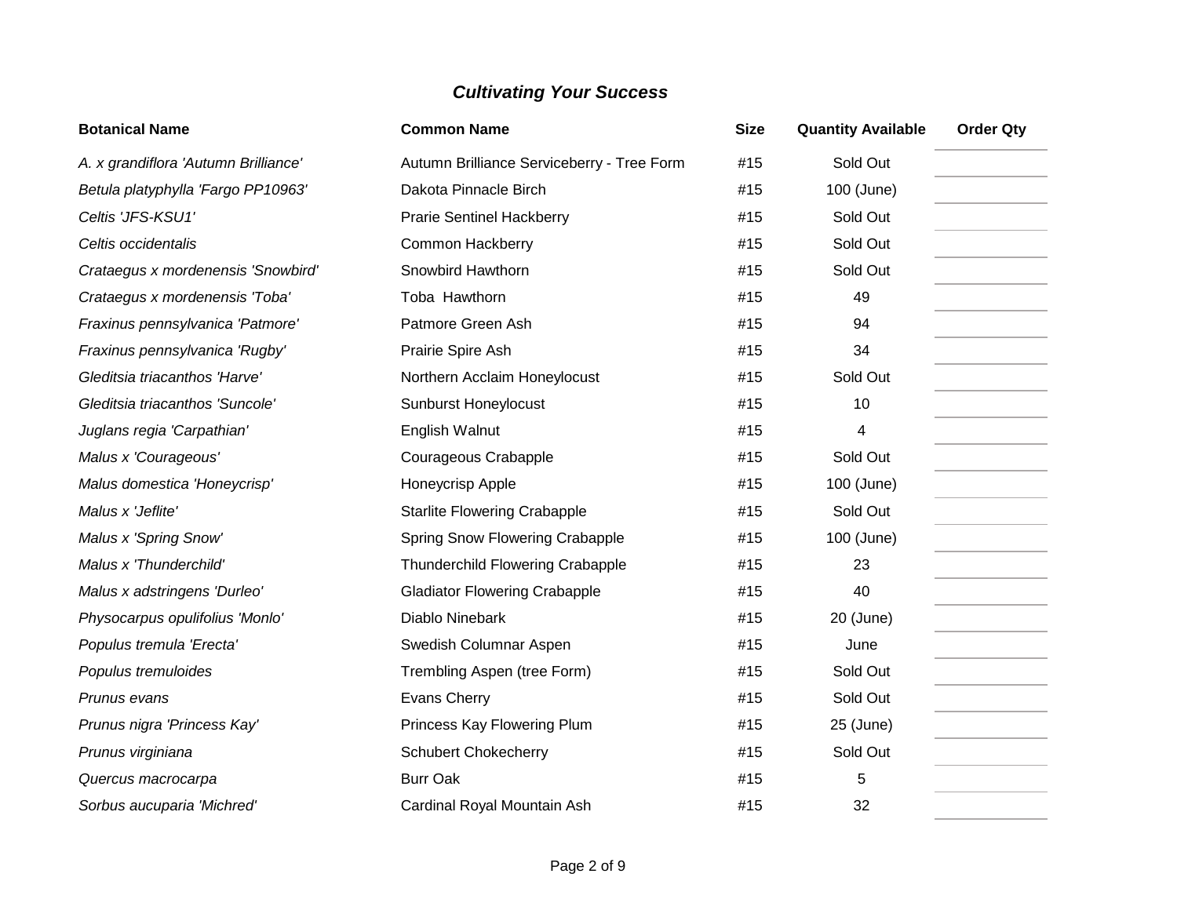### *Cultivating Your Success*

| Botanical Name | Common Name | Size | Quantity Available | Order Qty |
|---|---|---|---|---|
| *A. x grandiflora 'Autumn Brilliance'* | Autumn Brilliance Serviceberry - Tree Form | #15 | Sold Out | |
| *Betula platyphylla 'Fargo PP10963'* | Dakota Pinnacle Birch | #15 | 100 (June) | |
| *Celtis 'JFS-KSU1'* | Prarie Sentinel Hackberry | #15 | Sold Out | |
| *Celtis occidentalis* | Common Hackberry | #15 | Sold Out | |
| *Crataegus x mordenensis 'Snowbird'* | Snowbird Hawthorn | #15 | Sold Out | |
| *Crataegus x mordenensis 'Toba'* | Toba Hawthorn | #15 | 49 | |
| *Fraxinus pennsylvanica 'Patmore'* | Patmore Green Ash | #15 | 94 | |
| *Fraxinus pennsylvanica 'Rugby'* | Prairie Spire Ash | #15 | 34 | |
| *Gleditsia triacanthos 'Harve'* | Northern Acclaim Honeylocust | #15 | Sold Out | |
| *Gleditsia triacanthos 'Suncole'* | Sunburst Honeylocust | #15 | 10 | |
| *Juglans regia 'Carpathian'* | English Walnut | #15 | 4 | |
| *Malus x 'Courageous'* | Courageous Crabapple | #15 | Sold Out | |
| *Malus domestica 'Honeycrisp'* | Honeycrisp Apple | #15 | 100 (June) | |
| *Malus x 'Jeflite'* | Starlite Flowering Crabapple | #15 | Sold Out | |
| *Malus x 'Spring Snow'* | Spring Snow Flowering Crabapple | #15 | 100 (June) | |
| *Malus x 'Thunderchild'* | Thunderchild Flowering Crabapple | #15 | 23 | |
| *Malus x adstringens 'Durleo'* | Gladiator Flowering Crabapple | #15 | 40 | |
| *Physocarpus opulifolius 'Monlo'* | Diablo Ninebark | #15 | 20 (June) | |
| *Populus tremula 'Erecta'* | Swedish Columnar Aspen | #15 | June | |
| *Populus tremuloides* | Trembling Aspen (tree Form) | #15 | Sold Out | |
| *Prunus evans* | Evans Cherry | #15 | Sold Out | |
| *Prunus nigra 'Princess Kay'* | Princess Kay Flowering Plum | #15 | 25 (June) | |
| *Prunus virginiana* | Schubert Chokecherry | #15 | Sold Out | |
| *Quercus macrocarpa* | Burr Oak | #15 | 5 | |
| *Sorbus aucuparia 'Michred'* | Cardinal Royal Mountain Ash | #15 | 32 | |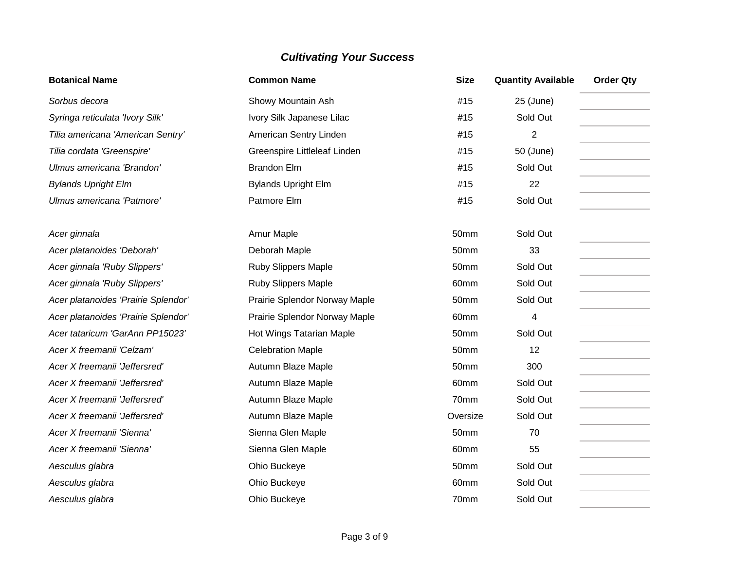## *Cultivating Your Success*

| Botanical Name | Common Name | Size | Quantity Available | Order Qty |
|---|---|---|---|---|
| *Sorbus decora* | Showy Mountain Ash | #15 | 25 (June) | |
| *Syringa reticulata 'Ivory Silk'* | Ivory Silk Japanese Lilac | #15 | Sold Out | |
| *Tilia americana 'American Sentry'* | American Sentry Linden | #15 | 2 | |
| *Tilia cordata 'Greenspire'* | Greenspire Littleleaf Linden | #15 | 50 (June) | |
| *Ulmus americana 'Brandon'* | Brandon Elm | #15 | Sold Out | |
| *Bylands Upright Elm* | Bylands Upright Elm | #15 | 22 | |
| *Ulmus americana 'Patmore'* | Patmore Elm | #15 | Sold Out | |
| | | | | |
| *Acer ginnala* | Amur Maple | 50mm | Sold Out | |
| *Acer platanoides 'Deborah'* | Deborah Maple | 50mm | 33 | |
| *Acer ginnala 'Ruby Slippers'* | Ruby Slippers Maple | 50mm | Sold Out | |
| *Acer ginnala 'Ruby Slippers'* | Ruby Slippers Maple | 60mm | Sold Out | |
| *Acer platanoides 'Prairie Splendor'* | Prairie Splendor Norway Maple | 50mm | Sold Out | |
| *Acer platanoides 'Prairie Splendor'* | Prairie Splendor Norway Maple | 60mm | 4 | |
| *Acer tataricum 'GarAnn PP15023'* | Hot Wings Tatarian Maple | 50mm | Sold Out | |
| *Acer X freemanii 'Celzam'* | Celebration Maple | 50mm | 12 | |
| *Acer X freemanii 'Jeffersred'* | Autumn Blaze Maple | 50mm | 300 | |
| *Acer X freemanii 'Jeffersred'* | Autumn Blaze Maple | 60mm | Sold Out | |
| *Acer X freemanii 'Jeffersred'* | Autumn Blaze Maple | 70mm | Sold Out | |
| *Acer X freemanii 'Jeffersred'* | Autumn Blaze Maple | Oversize | Sold Out | |
| *Acer X freemanii 'Sienna'* | Sienna Glen Maple | 50mm | 70 | |
| *Acer X freemanii 'Sienna'* | Sienna Glen Maple | 60mm | 55 | |
| *Aesculus glabra* | Ohio Buckeye | 50mm | Sold Out | |
| *Aesculus glabra* | Ohio Buckeye | 60mm | Sold Out | |
| *Aesculus glabra* | Ohio Buckeye | 70mm | Sold Out | |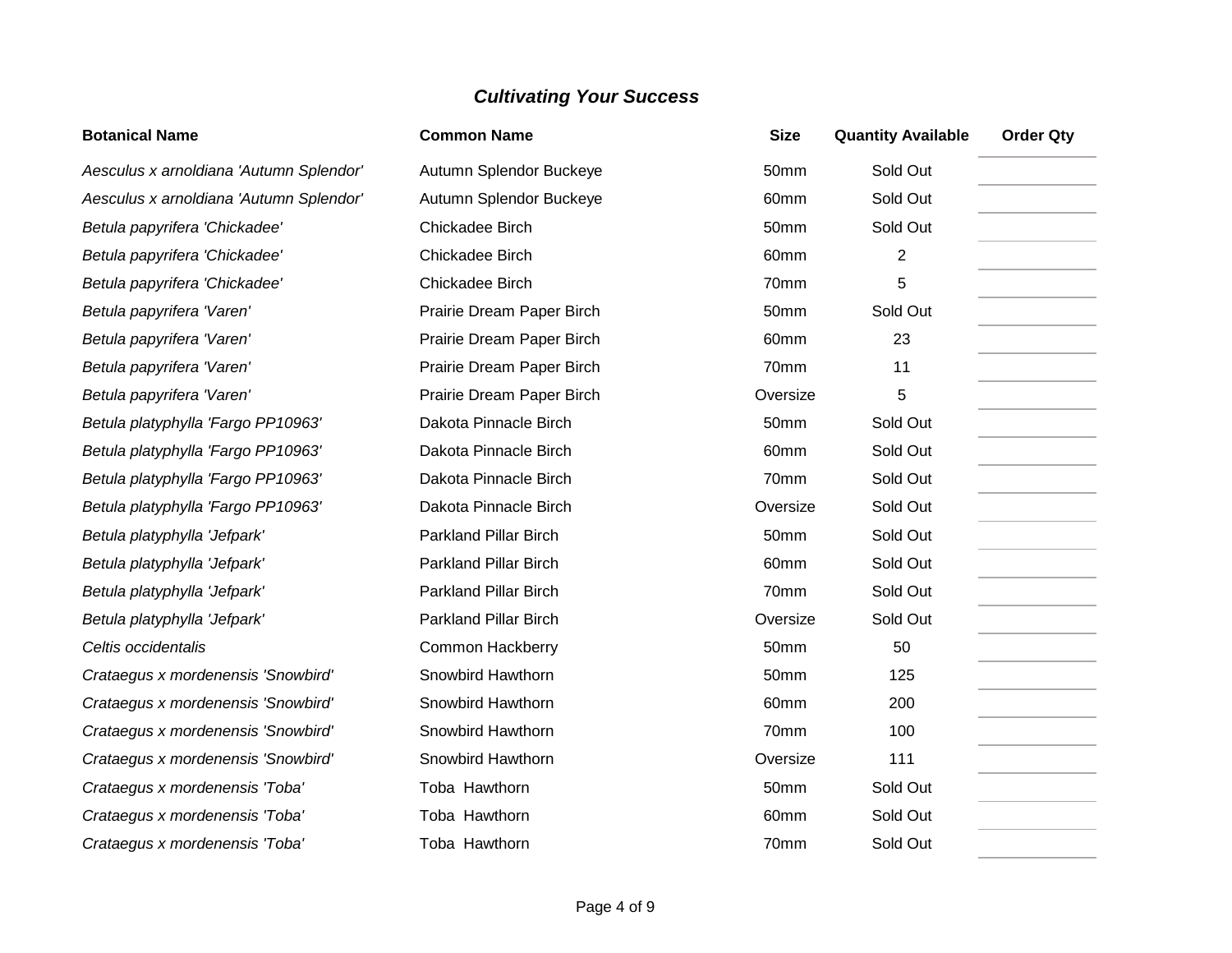## *Cultivating Your Success*

| Botanical Name | Common Name | Size | Quantity Available | Order Qty |
|---|---|---|---|---|
| *Aesculus x arnoldiana 'Autumn Splendor'* | Autumn Splendor Buckeye | 50mm | Sold Out | |
| *Aesculus x arnoldiana 'Autumn Splendor'* | Autumn Splendor Buckeye | 60mm | Sold Out | |
| *Betula papyrifera 'Chickadee'* | Chickadee Birch | 50mm | Sold Out | |
| *Betula papyrifera 'Chickadee'* | Chickadee Birch | 60mm | 2 | |
| *Betula papyrifera 'Chickadee'* | Chickadee Birch | 70mm | 5 | |
| *Betula papyrifera 'Varen'* | Prairie Dream Paper Birch | 50mm | Sold Out | |
| *Betula papyrifera 'Varen'* | Prairie Dream Paper Birch | 60mm | 23 | |
| *Betula papyrifera 'Varen'* | Prairie Dream Paper Birch | 70mm | 11 | |
| *Betula papyrifera 'Varen'* | Prairie Dream Paper Birch | Oversize | 5 | |
| *Betula platyphylla 'Fargo PP10963'* | Dakota Pinnacle Birch | 50mm | Sold Out | |
| *Betula platyphylla 'Fargo PP10963'* | Dakota Pinnacle Birch | 60mm | Sold Out | |
| *Betula platyphylla 'Fargo PP10963'* | Dakota Pinnacle Birch | 70mm | Sold Out | |
| *Betula platyphylla 'Fargo PP10963'* | Dakota Pinnacle Birch | Oversize | Sold Out | |
| *Betula platyphylla 'Jefpark'* | Parkland Pillar Birch | 50mm | Sold Out | |
| *Betula platyphylla 'Jefpark'* | Parkland Pillar Birch | 60mm | Sold Out | |
| *Betula platyphylla 'Jefpark'* | Parkland Pillar Birch | 70mm | Sold Out | |
| *Betula platyphylla 'Jefpark'* | Parkland Pillar Birch | Oversize | Sold Out | |
| *Celtis occidentalis* | Common Hackberry | 50mm | 50 | |
| *Crataegus x mordenensis 'Snowbird'* | Snowbird Hawthorn | 50mm | 125 | |
| *Crataegus x mordenensis 'Snowbird'* | Snowbird Hawthorn | 60mm | 200 | |
| *Crataegus x mordenensis 'Snowbird'* | Snowbird Hawthorn | 70mm | 100 | |
| *Crataegus x mordenensis 'Snowbird'* | Snowbird Hawthorn | Oversize | 111 | |
| *Crataegus x mordenensis 'Toba'* | Toba Hawthorn | 50mm | Sold Out | |
| *Crataegus x mordenensis 'Toba'* | Toba Hawthorn | 60mm | Sold Out | |
| *Crataegus x mordenensis 'Toba'* | Toba Hawthorn | 70mm | Sold Out | |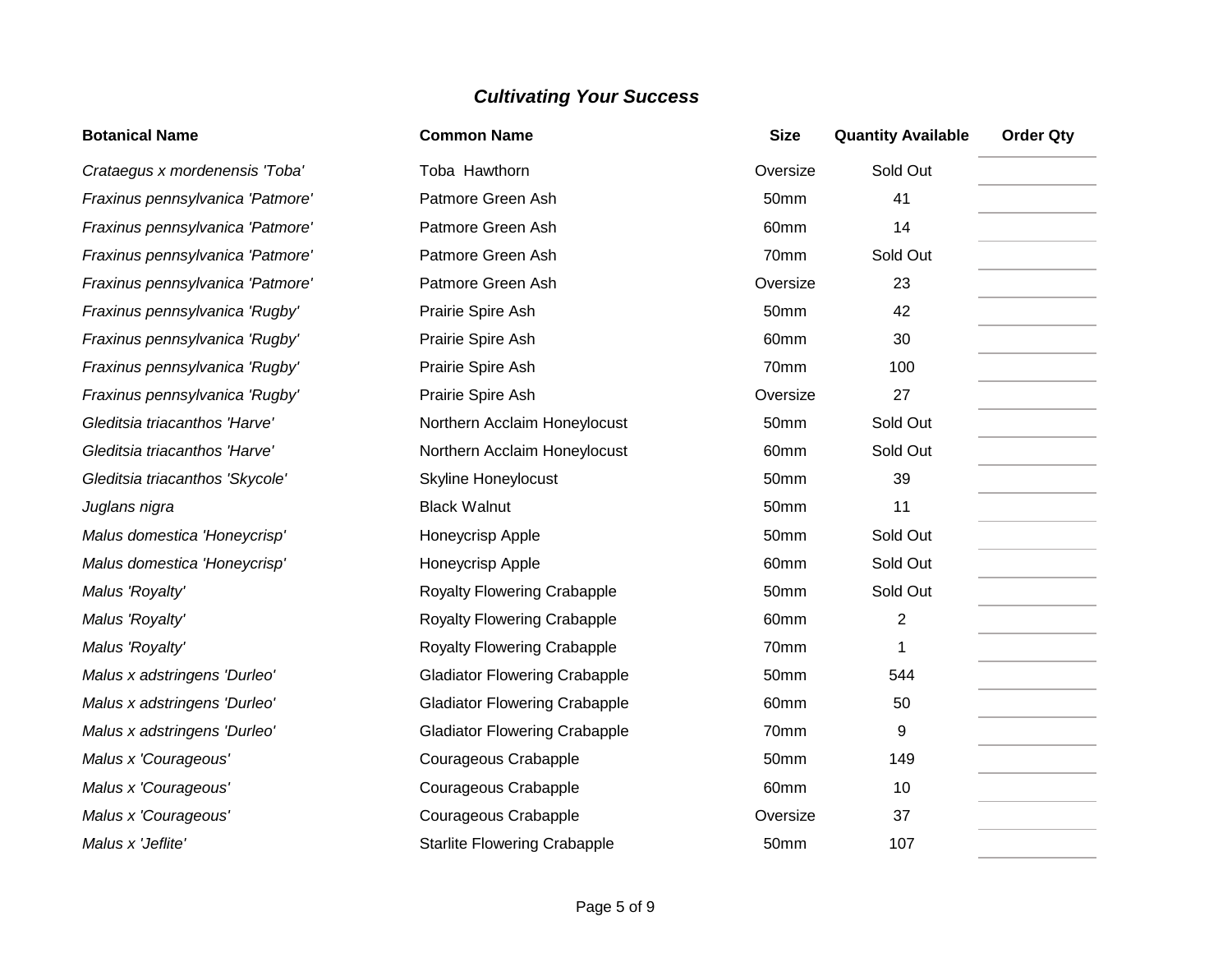## *Cultivating Your Success*

| Botanical Name | Common Name | Size | Quantity Available | Order Qty |
|---|---|---|---|---|
| *Crataegus x mordenensis 'Toba'* | Toba Hawthorn | Oversize | Sold Out | |
| *Fraxinus pennsylvanica 'Patmore'* | Patmore Green Ash | 50mm | 41 | |
| *Fraxinus pennsylvanica 'Patmore'* | Patmore Green Ash | 60mm | 14 | |
| *Fraxinus pennsylvanica 'Patmore'* | Patmore Green Ash | 70mm | Sold Out | |
| *Fraxinus pennsylvanica 'Patmore'* | Patmore Green Ash | Oversize | 23 | |
| *Fraxinus pennsylvanica 'Rugby'* | Prairie Spire Ash | 50mm | 42 | |
| *Fraxinus pennsylvanica 'Rugby'* | Prairie Spire Ash | 60mm | 30 | |
| *Fraxinus pennsylvanica 'Rugby'* | Prairie Spire Ash | 70mm | 100 | |
| *Fraxinus pennsylvanica 'Rugby'* | Prairie Spire Ash | Oversize | 27 | |
| *Gleditsia triacanthos 'Harve'* | Northern Acclaim Honeylocust | 50mm | Sold Out | |
| *Gleditsia triacanthos 'Harve'* | Northern Acclaim Honeylocust | 60mm | Sold Out | |
| *Gleditsia triacanthos 'Skycole'* | Skyline Honeylocust | 50mm | 39 | |
| *Juglans nigra* | Black Walnut | 50mm | 11 | |
| *Malus domestica 'Honeycrisp'* | Honeycrisp Apple | 50mm | Sold Out | |
| *Malus domestica 'Honeycrisp'* | Honeycrisp Apple | 60mm | Sold Out | |
| *Malus 'Royalty'* | Royalty Flowering Crabapple | 50mm | Sold Out | |
| *Malus 'Royalty'* | Royalty Flowering Crabapple | 60mm | 2 | |
| *Malus 'Royalty'* | Royalty Flowering Crabapple | 70mm | 1 | |
| *Malus x adstringens 'Durleo'* | Gladiator Flowering Crabapple | 50mm | 544 | |
| *Malus x adstringens 'Durleo'* | Gladiator Flowering Crabapple | 60mm | 50 | |
| *Malus x adstringens 'Durleo'* | Gladiator Flowering Crabapple | 70mm | 9 | |
| *Malus x 'Courageous'* | Courageous Crabapple | 50mm | 149 | |
| *Malus x 'Courageous'* | Courageous Crabapple | 60mm | 10 | |
| *Malus x 'Courageous'* | Courageous Crabapple | Oversize | 37 | |
| *Malus x 'Jeflite'* | Starlite Flowering Crabapple | 50mm | 107 | |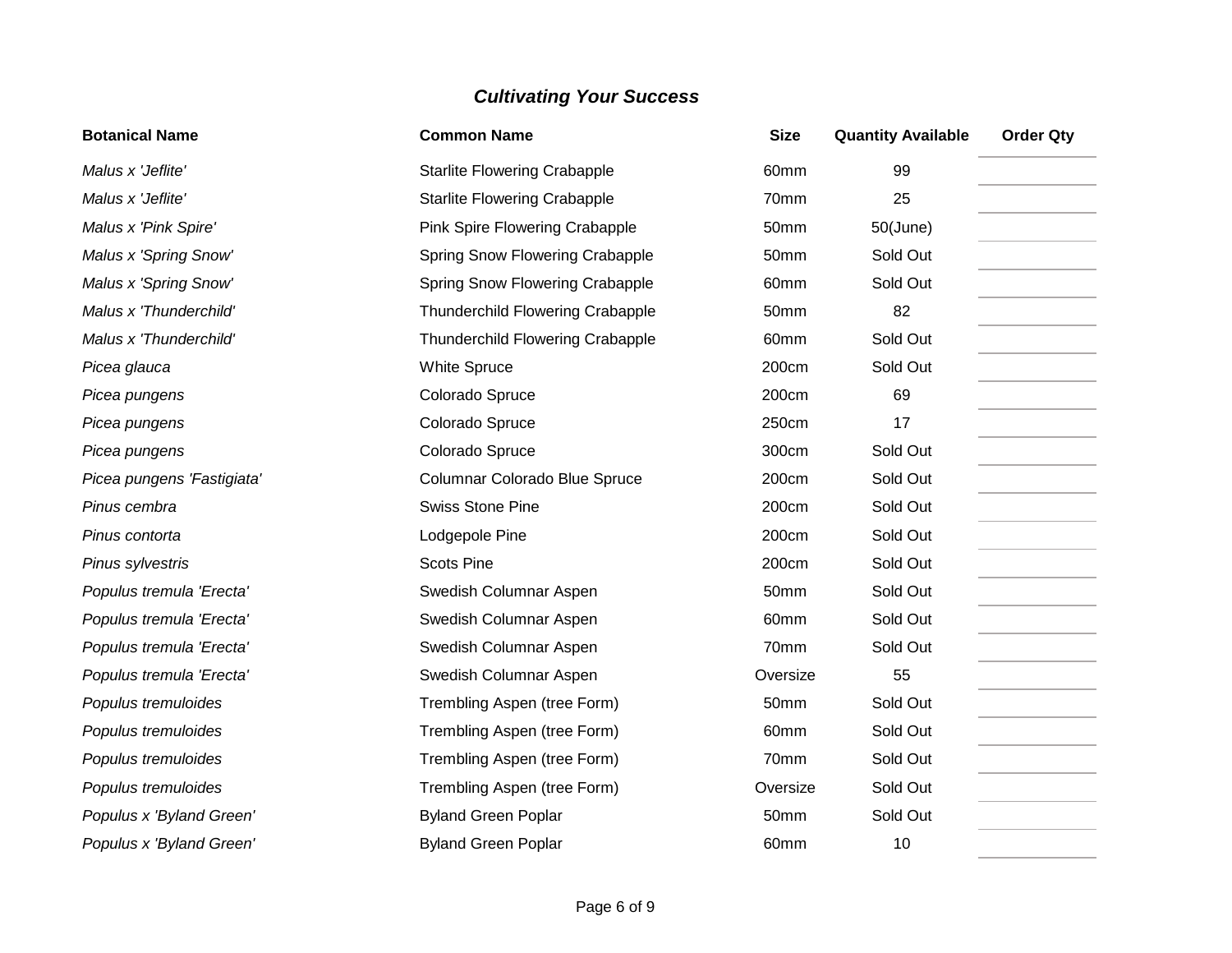***Cultivating Your Success***

| Botanical Name | Common Name | Size | Quantity Available | Order Qty |
|---|---|---|---|---|
| *Malus x 'Jeflite'* | Starlite Flowering Crabapple | 60mm | 99 | |
| *Malus x 'Jeflite'* | Starlite Flowering Crabapple | 70mm | 25 | |
| *Malus x 'Pink Spire'* | Pink Spire Flowering Crabapple | 50mm | 50(June) | |
| *Malus x 'Spring Snow'* | Spring Snow Flowering Crabapple | 50mm | Sold Out | |
| *Malus x 'Spring Snow'* | Spring Snow Flowering Crabapple | 60mm | Sold Out | |
| *Malus x 'Thunderchild'* | Thunderchild Flowering Crabapple | 50mm | 82 | |
| *Malus x 'Thunderchild'* | Thunderchild Flowering Crabapple | 60mm | Sold Out | |
| *Picea glauca* | White Spruce | 200cm | Sold Out | |
| *Picea pungens* | Colorado Spruce | 200cm | 69 | |
| *Picea pungens* | Colorado Spruce | 250cm | 17 | |
| *Picea pungens* | Colorado Spruce | 300cm | Sold Out | |
| *Picea pungens 'Fastigiata'* | Columnar Colorado Blue Spruce | 200cm | Sold Out | |
| *Pinus cembra* | Swiss Stone Pine | 200cm | Sold Out | |
| *Pinus contorta* | Lodgepole Pine | 200cm | Sold Out | |
| *Pinus sylvestris* | Scots Pine | 200cm | Sold Out | |
| *Populus tremula 'Erecta'* | Swedish Columnar Aspen | 50mm | Sold Out | |
| *Populus tremula 'Erecta'* | Swedish Columnar Aspen | 60mm | Sold Out | |
| *Populus tremula 'Erecta'* | Swedish Columnar Aspen | 70mm | Sold Out | |
| *Populus tremula 'Erecta'* | Swedish Columnar Aspen | Oversize | 55 | |
| *Populus tremuloides* | Trembling Aspen (tree Form) | 50mm | Sold Out | |
| *Populus tremuloides* | Trembling Aspen (tree Form) | 60mm | Sold Out | |
| *Populus tremuloides* | Trembling Aspen (tree Form) | 70mm | Sold Out | |
| *Populus tremuloides* | Trembling Aspen (tree Form) | Oversize | Sold Out | |
| *Populus x 'Byland Green'* | Byland Green Poplar | 50mm | Sold Out | |
| *Populus x 'Byland Green'* | Byland Green Poplar | 60mm | 10 | |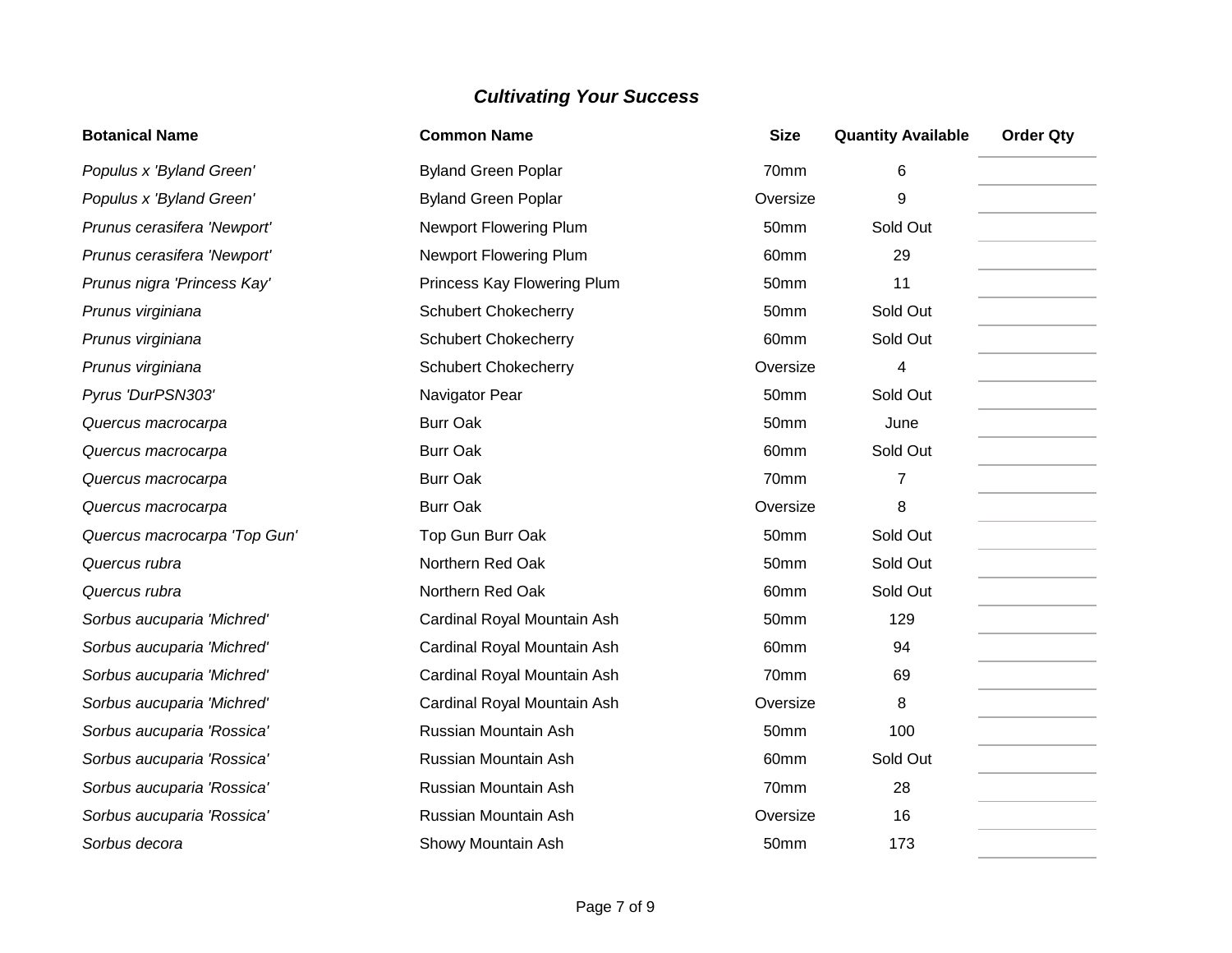### *Cultivating Your Success*

| Botanical Name | Common Name | Size | Quantity Available | Order Qty |
|---|---|---|---|---|
| *Populus x 'Byland Green'* | Byland Green Poplar | 70mm | 6 | |
| *Populus x 'Byland Green'* | Byland Green Poplar | Oversize | 9 | |
| *Prunus cerasifera 'Newport'* | Newport Flowering Plum | 50mm | Sold Out | |
| *Prunus cerasifera 'Newport'* | Newport Flowering Plum | 60mm | 29 | |
| *Prunus nigra 'Princess Kay'* | Princess Kay Flowering Plum | 50mm | 11 | |
| *Prunus virginiana* | Schubert Chokecherry | 50mm | Sold Out | |
| *Prunus virginiana* | Schubert Chokecherry | 60mm | Sold Out | |
| *Prunus virginiana* | Schubert Chokecherry | Oversize | 4 | |
| *Pyrus 'DurPSN303'* | Navigator Pear | 50mm | Sold Out | |
| *Quercus macrocarpa* | Burr Oak | 50mm | June | |
| *Quercus macrocarpa* | Burr Oak | 60mm | Sold Out | |
| *Quercus macrocarpa* | Burr Oak | 70mm | 7 | |
| *Quercus macrocarpa* | Burr Oak | Oversize | 8 | |
| *Quercus macrocarpa 'Top Gun'* | Top Gun Burr Oak | 50mm | Sold Out | |
| *Quercus rubra* | Northern Red Oak | 50mm | Sold Out | |
| *Quercus rubra* | Northern Red Oak | 60mm | Sold Out | |
| *Sorbus aucuparia 'Michred'* | Cardinal Royal Mountain Ash | 50mm | 129 | |
| *Sorbus aucuparia 'Michred'* | Cardinal Royal Mountain Ash | 60mm | 94 | |
| *Sorbus aucuparia 'Michred'* | Cardinal Royal Mountain Ash | 70mm | 69 | |
| *Sorbus aucuparia 'Michred'* | Cardinal Royal Mountain Ash | Oversize | 8 | |
| *Sorbus aucuparia 'Rossica'* | Russian Mountain Ash | 50mm | 100 | |
| *Sorbus aucuparia 'Rossica'* | Russian Mountain Ash | 60mm | Sold Out | |
| *Sorbus aucuparia 'Rossica'* | Russian Mountain Ash | 70mm | 28 | |
| *Sorbus aucuparia 'Rossica'* | Russian Mountain Ash | Oversize | 16 | |
| *Sorbus decora* | Showy Mountain Ash | 50mm | 173 | |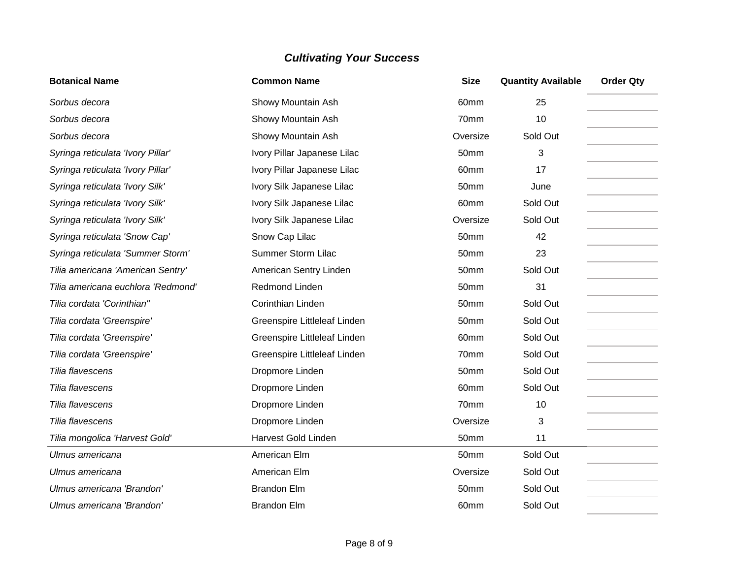### *Cultivating Your Success*

| Botanical Name | Common Name | Size | Quantity Available | Order Qty |
|---|---|---|---|---|
| *Sorbus decora* | Showy Mountain Ash | 60mm | 25 | |
| *Sorbus decora* | Showy Mountain Ash | 70mm | 10 | |
| *Sorbus decora* | Showy Mountain Ash | Oversize | Sold Out | |
| *Syringa reticulata 'Ivory Pillar'* | Ivory Pillar Japanese Lilac | 50mm | 3 | |
| *Syringa reticulata 'Ivory Pillar'* | Ivory Pillar Japanese Lilac | 60mm | 17 | |
| *Syringa reticulata 'Ivory Silk'* | Ivory Silk Japanese Lilac | 50mm | June | |
| *Syringa reticulata 'Ivory Silk'* | Ivory Silk Japanese Lilac | 60mm | Sold Out | |
| *Syringa reticulata 'Ivory Silk'* | Ivory Silk Japanese Lilac | Oversize | Sold Out | |
| *Syringa reticulata 'Snow Cap'* | Snow Cap Lilac | 50mm | 42 | |
| *Syringa reticulata 'Summer Storm'* | Summer Storm Lilac | 50mm | 23 | |
| *Tilia americana 'American Sentry'* | American Sentry Linden | 50mm | Sold Out | |
| *Tilia americana euchlora 'Redmond'* | Redmond Linden | 50mm | 31 | |
| *Tilia cordata 'Corinthian"* | Corinthian Linden | 50mm | Sold Out | |
| *Tilia cordata 'Greenspire'* | Greenspire Littleleaf Linden | 50mm | Sold Out | |
| *Tilia cordata 'Greenspire'* | Greenspire Littleleaf Linden | 60mm | Sold Out | |
| *Tilia cordata 'Greenspire'* | Greenspire Littleleaf Linden | 70mm | Sold Out | |
| *Tilia flavescens* | Dropmore Linden | 50mm | Sold Out | |
| *Tilia flavescens* | Dropmore Linden | 60mm | Sold Out | |
| *Tilia flavescens* | Dropmore Linden | 70mm | 10 | |
| *Tilia flavescens* | Dropmore Linden | Oversize | 3 | |
| *Tilia mongolica 'Harvest Gold'* | Harvest Gold Linden | 50mm | 11 | |
| *Ulmus americana* | American Elm | 50mm | Sold Out | |
| *Ulmus americana* | American Elm | Oversize | Sold Out | |
| *Ulmus americana 'Brandon'* | Brandon Elm | 50mm | Sold Out | |
| *Ulmus americana 'Brandon'* | Brandon Elm | 60mm | Sold Out | |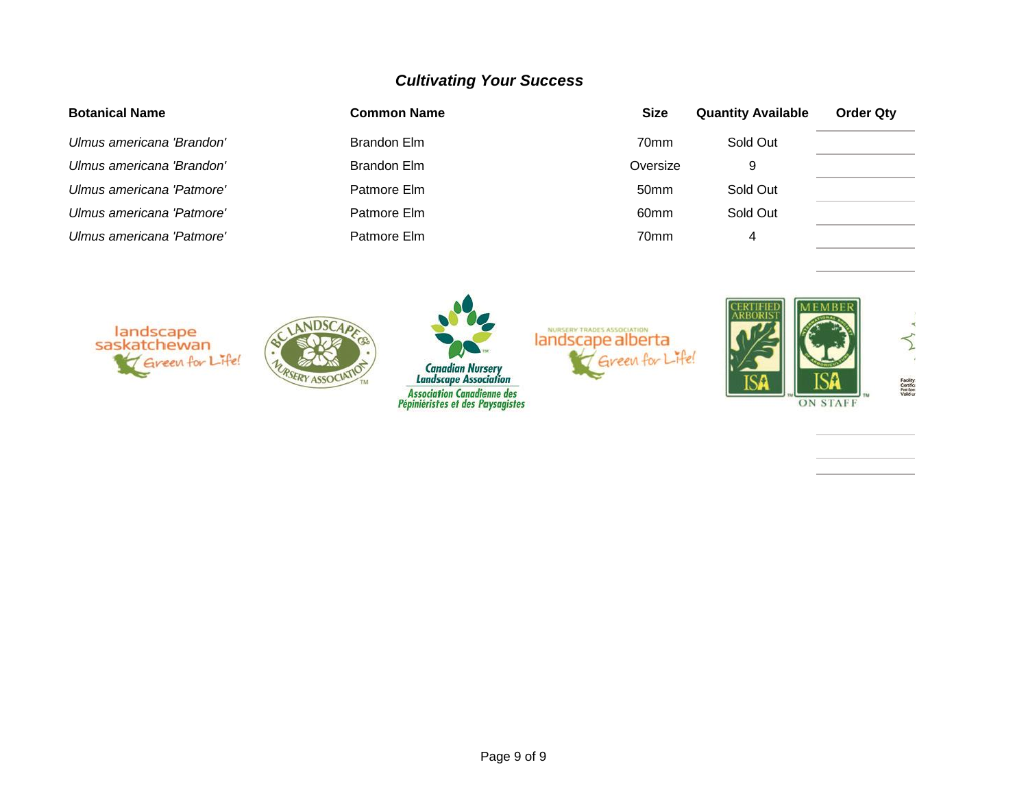*Cultivating Your Success*

| Botanical Name | Common Name | Size | Quantity Available | Order Qty |
|---|---|---|---|---|
| *Ulmus americana 'Brandon'* | Brandon Elm | 70mm | Sold Out | |
| *Ulmus americana 'Brandon'* | Brandon Elm | Oversize | 9 | |
| *Ulmus americana 'Patmore'* | Patmore Elm | 50mm | Sold Out | |
| *Ulmus americana 'Patmore'* | Patmore Elm | 60mm | Sold Out | |
| *Ulmus americana 'Patmore'* | Patmore Elm | 70mm | 4 | |